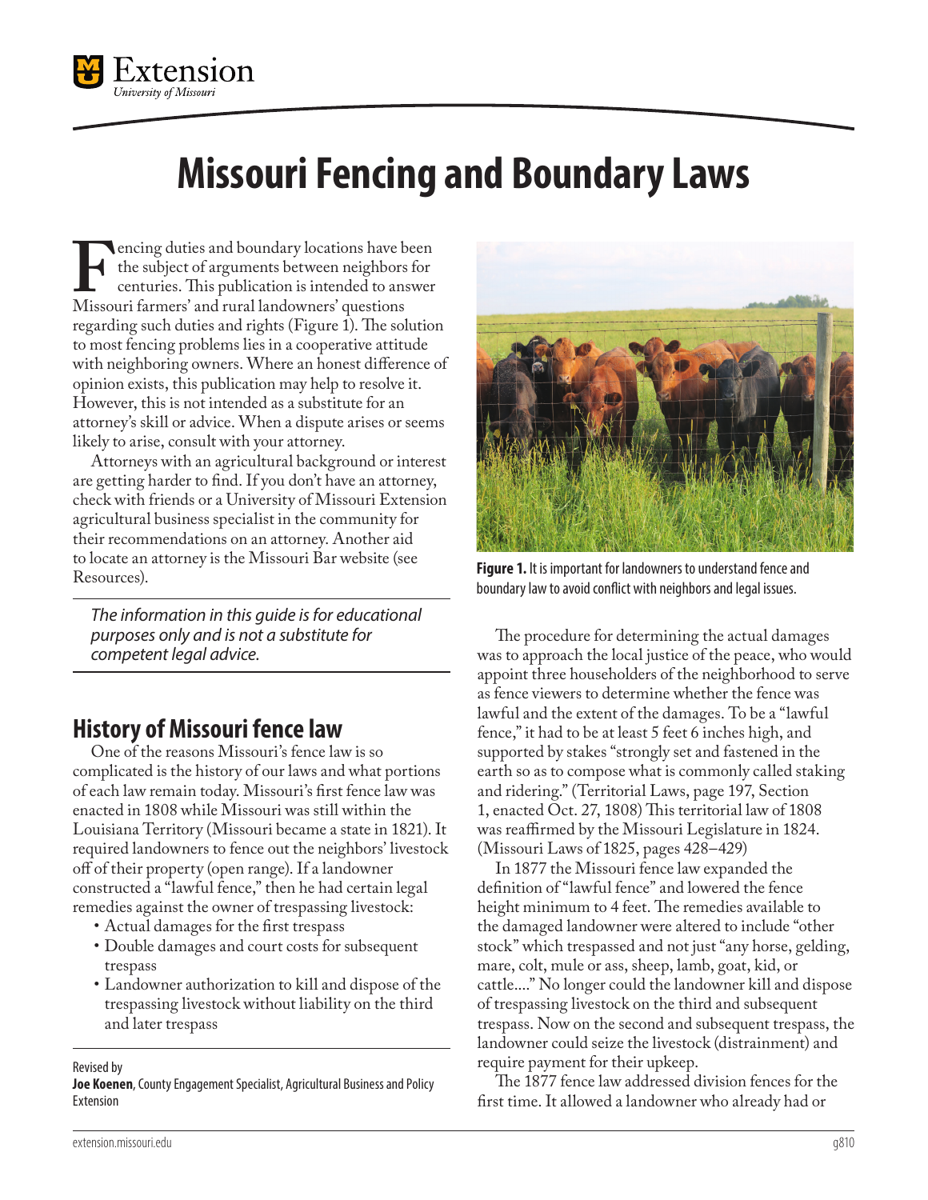# Missouri Fencing and Boundary Laws

Fencing duties and boundary locations have been the subject of arguments between neighbors for centuries. This publication is intended to answer Missouri farmers' and rural landowners' questions regarding such duties and rights (Figure 1). The solution to most fencing problems lies in a cooperative attitude with neighboring owners. Where an honest difference of opinion exists, this publication may help to resolve it. However, this is not intended as a substitute for an attorney's skill or advice. When a dispute arises or seems likely to arise, consult with your attorney.

Attorneys with an agricultural background or interest are getting harder to find. If you don't have an attorney, check with friends or a University of Missouri Extension agricultural business specialist in the community for their recommendations on an attorney. Another aid to locate an attorney is the Missouri Bar website (see Resources).

*The information in this guide is for educational purposes only and is not a substitute for competent legal advice.*

## History of Missouri fence law

One of the reasons Missouri's fence law is so complicated is the history of our laws and what portions of each law remain today. Missouri's first fence law was enacted in 1808 while Missouri was still within the Louisiana Territory (Missouri became a state in 1821). It required landowners to fence out the neighbors' livestock off of their property (open range). If a landowner constructed a "lawful fence," then he had certain legal remedies against the owner of trespassing livestock:

- Actual damages for the first trespass
- Double damages and court costs for subsequent trespass
- Landowner authorization to kill and dispose of the trespassing livestock without liability on the third and later trespass

Revised by
**Joe Koenen**, County Engagement Specialist, Agricultural Business and Policy Extension

**Figure 1.** It is important for landowners to understand fence and boundary law to avoid conflict with neighbors and legal issues.

The procedure for determining the actual damages was to approach the local justice of the peace, who would appoint three householders of the neighborhood to serve as fence viewers to determine whether the fence was lawful and the extent of the damages. To be a "lawful fence," it had to be at least 5 feet 6 inches high, and supported by stakes "strongly set and fastened in the earth so as to compose what is commonly called staking and ridering." (Territorial Laws, page 197, Section 1, enacted Oct. 27, 1808) This territorial law of 1808 was reaffirmed by the Missouri Legislature in 1824. (Missouri Laws of 1825, pages 428–429)

In 1877 the Missouri fence law expanded the definition of "lawful fence" and lowered the fence height minimum to 4 feet. The remedies available to the damaged landowner were altered to include "other stock" which trespassed and not just "any horse, gelding, mare, colt, mule or ass, sheep, lamb, goat, kid, or cattle…." No longer could the landowner kill and dispose of trespassing livestock on the third and subsequent trespass. Now on the second and subsequent trespass, the landowner could seize the livestock (distrainment) and require payment for their upkeep.

The 1877 fence law addressed division fences for the first time. It allowed a landowner who already had or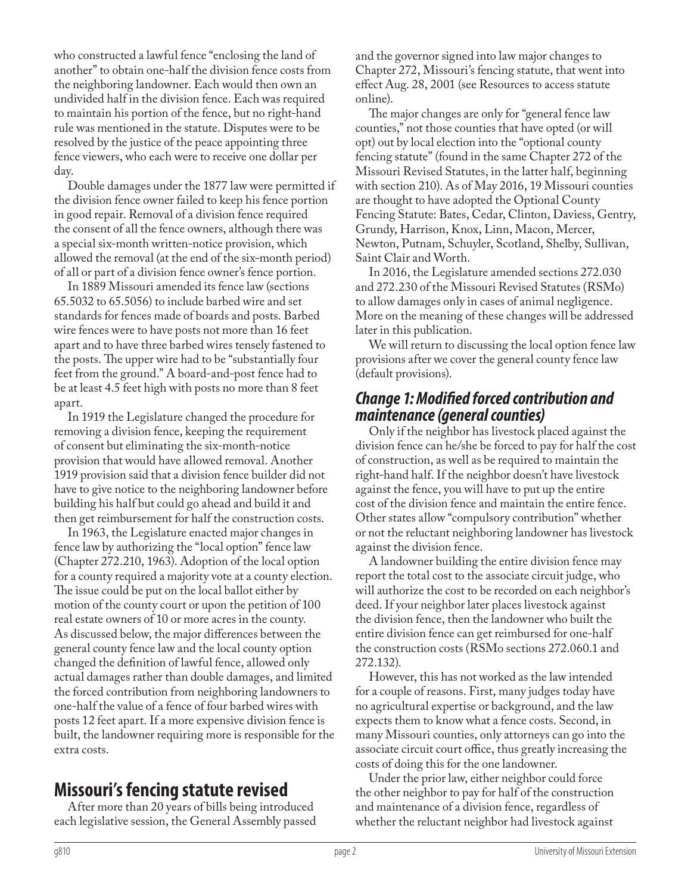who constructed a lawful fence "enclosing the land of another" to obtain one-half the division fence costs from the neighboring landowner. Each would then own an undivided half in the division fence. Each was required to maintain his portion of the fence, but no right-hand rule was mentioned in the statute. Disputes were to be resolved by the justice of the peace appointing three fence viewers, who each were to receive one dollar per day.

Double damages under the 1877 law were permitted if the division fence owner failed to keep his fence portion in good repair. Removal of a division fence required the consent of all the fence owners, although there was a special six-month written-notice provision, which allowed the removal (at the end of the six-month period) of all or part of a division fence owner's fence portion.

In 1889 Missouri amended its fence law (sections 65.5032 to 65.5056) to include barbed wire and set standards for fences made of boards and posts. Barbed wire fences were to have posts not more than 16 feet apart and to have three barbed wires tensely fastened to the posts. The upper wire had to be "substantially four feet from the ground." A board-and-post fence had to be at least 4.5 feet high with posts no more than 8 feet apart.

In 1919 the Legislature changed the procedure for removing a division fence, keeping the requirement of consent but eliminating the six-month-notice provision that would have allowed removal. Another 1919 provision said that a division fence builder did not have to give notice to the neighboring landowner before building his half but could go ahead and build it and then get reimbursement for half the construction costs.

In 1963, the Legislature enacted major changes in fence law by authorizing the "local option" fence law (Chapter 272.210, 1963). Adoption of the local option for a county required a majority vote at a county election. The issue could be put on the local ballot either by motion of the county court or upon the petition of 100 real estate owners of 10 or more acres in the county. As discussed below, the major differences between the general county fence law and the local county option changed the definition of lawful fence, allowed only actual damages rather than double damages, and limited the forced contribution from neighboring landowners to one-half the value of a fence of four barbed wires with posts 12 feet apart. If a more expensive division fence is built, the landowner requiring more is responsible for the extra costs.

## Missouri's fencing statute revised

After more than 20 years of bills being introduced each legislative session, the General Assembly passed and the governor signed into law major changes to Chapter 272, Missouri's fencing statute, that went into effect Aug. 28, 2001 (see Resources to access statute online).

The major changes are only for "general fence law counties," not those counties that have opted (or will opt) out by local election into the "optional county fencing statute" (found in the same Chapter 272 of the Missouri Revised Statutes, in the latter half, beginning with section 210). As of May 2016, 19 Missouri counties are thought to have adopted the Optional County Fencing Statute: Bates, Cedar, Clinton, Daviess, Gentry, Grundy, Harrison, Knox, Linn, Macon, Mercer, Newton, Putnam, Schuyler, Scotland, Shelby, Sullivan, Saint Clair and Worth.

In 2016, the Legislature amended sections 272.030 and 272.230 of the Missouri Revised Statutes (RSMo) to allow damages only in cases of animal negligence. More on the meaning of these changes will be addressed later in this publication.

We will return to discussing the local option fence law provisions after we cover the general county fence law (default provisions).

### *Change 1: Modified forced contribution and maintenance (general counties)*

Only if the neighbor has livestock placed against the division fence can he/she be forced to pay for half the cost of construction, as well as be required to maintain the right-hand half. If the neighbor doesn't have livestock against the fence, you will have to put up the entire cost of the division fence and maintain the entire fence. Other states allow "compulsory contribution" whether or not the reluctant neighboring landowner has livestock against the division fence.

A landowner building the entire division fence may report the total cost to the associate circuit judge, who will authorize the cost to be recorded on each neighbor's deed. If your neighbor later places livestock against the division fence, then the landowner who built the entire division fence can get reimbursed for one-half the construction costs (RSMo sections 272.060.1 and 272.132).

However, this has not worked as the law intended for a couple of reasons. First, many judges today have no agricultural expertise or background, and the law expects them to know what a fence costs. Second, in many Missouri counties, only attorneys can go into the associate circuit court office, thus greatly increasing the costs of doing this for the one landowner.

Under the prior law, either neighbor could force the other neighbor to pay for half of the construction and maintenance of a division fence, regardless of whether the reluctant neighbor had livestock against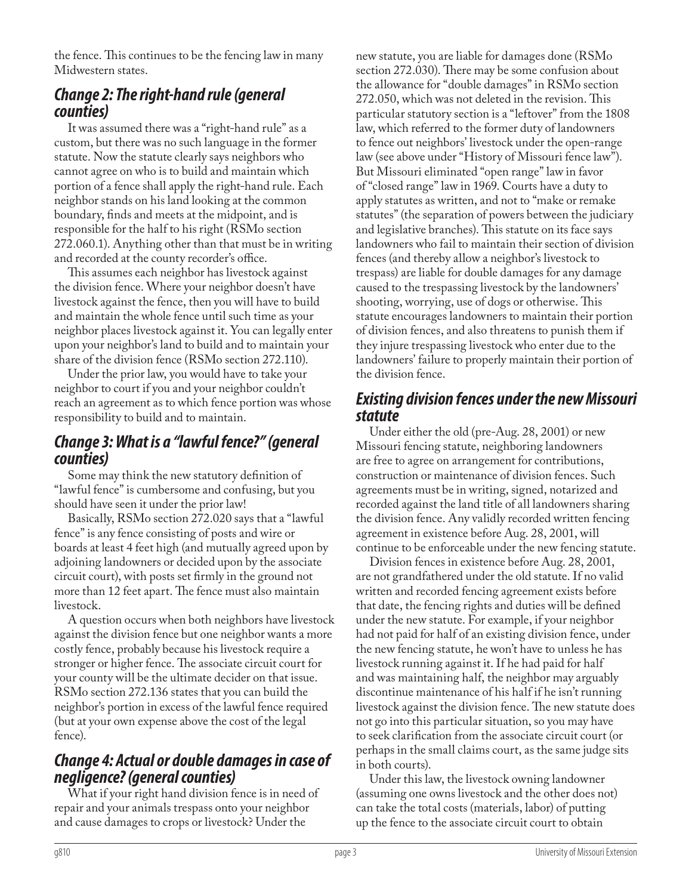the fence. This continues to be the fencing law in many Midwestern states.

## Change 2: The right-hand rule (general counties)

It was assumed there was a "right-hand rule" as a custom, but there was no such language in the former statute. Now the statute clearly says neighbors who cannot agree on who is to build and maintain which portion of a fence shall apply the right-hand rule. Each neighbor stands on his land looking at the common boundary, finds and meets at the midpoint, and is responsible for the half to his right (RSMo section 272.060.1). Anything other than that must be in writing and recorded at the county recorder's office.

This assumes each neighbor has livestock against the division fence. Where your neighbor doesn't have livestock against the fence, then you will have to build and maintain the whole fence until such time as your neighbor places livestock against it. You can legally enter upon your neighbor's land to build and to maintain your share of the division fence (RSMo section 272.110).

Under the prior law, you would have to take your neighbor to court if you and your neighbor couldn't reach an agreement as to which fence portion was whose responsibility to build and to maintain.

## Change 3: What is a "lawful fence?" (general counties)

Some may think the new statutory definition of "lawful fence" is cumbersome and confusing, but you should have seen it under the prior law!

Basically, RSMo section 272.020 says that a "lawful fence" is any fence consisting of posts and wire or boards at least 4 feet high (and mutually agreed upon by adjoining landowners or decided upon by the associate circuit court), with posts set firmly in the ground not more than 12 feet apart. The fence must also maintain livestock.

A question occurs when both neighbors have livestock against the division fence but one neighbor wants a more costly fence, probably because his livestock require a stronger or higher fence. The associate circuit court for your county will be the ultimate decider on that issue. RSMo section 272.136 states that you can build the neighbor's portion in excess of the lawful fence required (but at your own expense above the cost of the legal fence).

## Change 4: Actual or double damages in case of negligence? (general counties)

What if your right hand division fence is in need of repair and your animals trespass onto your neighbor and cause damages to crops or livestock? Under the new statute, you are liable for damages done (RSMo section 272.030). There may be some confusion about the allowance for "double damages" in RSMo section 272.050, which was not deleted in the revision. This particular statutory section is a "leftover" from the 1808 law, which referred to the former duty of landowners to fence out neighbors' livestock under the open-range law (see above under "History of Missouri fence law"). But Missouri eliminated "open range" law in favor of "closed range" law in 1969. Courts have a duty to apply statutes as written, and not to "make or remake statutes" (the separation of powers between the judiciary and legislative branches). This statute on its face says landowners who fail to maintain their section of division fences (and thereby allow a neighbor's livestock to trespass) are liable for double damages for any damage caused to the trespassing livestock by the landowners' shooting, worrying, use of dogs or otherwise. This statute encourages landowners to maintain their portion of division fences, and also threatens to punish them if they injure trespassing livestock who enter due to the landowners' failure to properly maintain their portion of the division fence.

## Existing division fences under the new Missouri statute

Under either the old (pre-Aug. 28, 2001) or new Missouri fencing statute, neighboring landowners are free to agree on arrangement for contributions, construction or maintenance of division fences. Such agreements must be in writing, signed, notarized and recorded against the land title of all landowners sharing the division fence. Any validly recorded written fencing agreement in existence before Aug. 28, 2001, will continue to be enforceable under the new fencing statute.

Division fences in existence before Aug. 28, 2001, are not grandfathered under the old statute. If no valid written and recorded fencing agreement exists before that date, the fencing rights and duties will be defined under the new statute. For example, if your neighbor had not paid for half of an existing division fence, under the new fencing statute, he won't have to unless he has livestock running against it. If he had paid for half and was maintaining half, the neighbor may arguably discontinue maintenance of his half if he isn't running livestock against the division fence. The new statute does not go into this particular situation, so you may have to seek clarification from the associate circuit court (or perhaps in the small claims court, as the same judge sits in both courts).

Under this law, the livestock owning landowner (assuming one owns livestock and the other does not) can take the total costs (materials, labor) of putting up the fence to the associate circuit court to obtain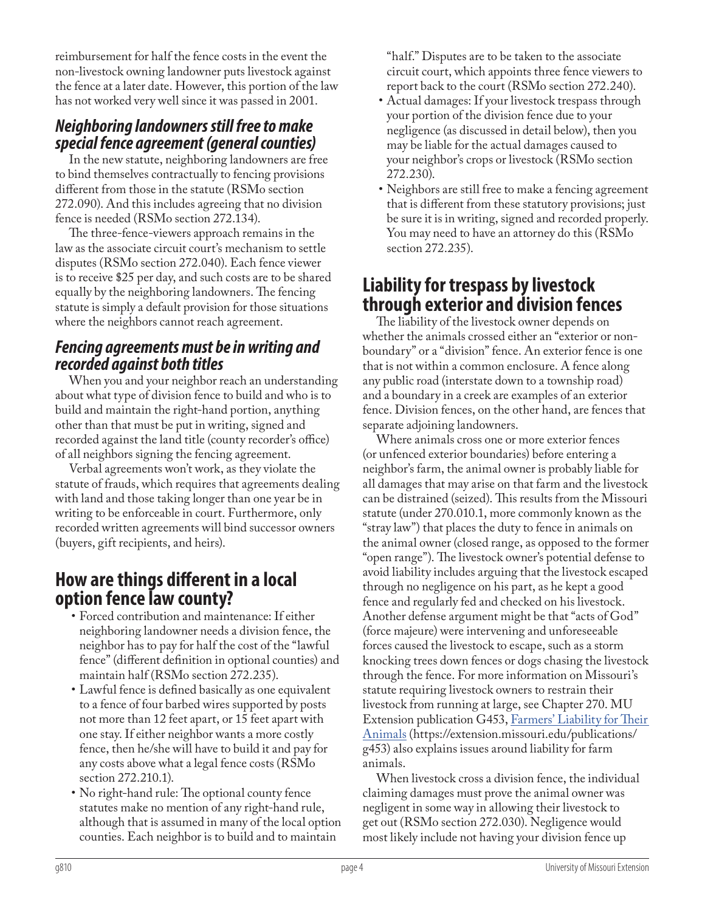reimbursement for half the fence costs in the event the non-livestock owning landowner puts livestock against the fence at a later date. However, this portion of the law has not worked very well since it was passed in 2001.

### *Neighboring landowners still free to make special fence agreement (general counties)*

In the new statute, neighboring landowners are free to bind themselves contractually to fencing provisions different from those in the statute (RSMo section 272.090). And this includes agreeing that no division fence is needed (RSMo section 272.134).

The three-fence-viewers approach remains in the law as the associate circuit court's mechanism to settle disputes (RSMo section 272.040). Each fence viewer is to receive $25 per day, and such costs are to be shared equally by the neighboring landowners. The fencing statute is simply a default provision for those situations where the neighbors cannot reach agreement.

### *Fencing agreements must be in writing and recorded against both titles*

When you and your neighbor reach an understanding about what type of division fence to build and who is to build and maintain the right-hand portion, anything other than that must be put in writing, signed and recorded against the land title (county recorder's office) of all neighbors signing the fencing agreement.

Verbal agreements won't work, as they violate the statute of frauds, which requires that agreements dealing with land and those taking longer than one year be in writing to be enforceable in court. Furthermore, only recorded written agreements will bind successor owners (buyers, gift recipients, and heirs).

## How are things different in a local option fence law county?

- Forced contribution and maintenance: If either neighboring landowner needs a division fence, the neighbor has to pay for half the cost of the "lawful fence" (different definition in optional counties) and maintain half (RSMo section 272.235).
- Lawful fence is defined basically as one equivalent to a fence of four barbed wires supported by posts not more than 12 feet apart, or 15 feet apart with one stay. If either neighbor wants a more costly fence, then he/she will have to build it and pay for any costs above what a legal fence costs (RSMo section 272.210.1).
- No right-hand rule: The optional county fence statutes make no mention of any right-hand rule, although that is assumed in many of the local option counties. Each neighbor is to build and to maintain "half." Disputes are to be taken to the associate circuit court, which appoints three fence viewers to report back to the court (RSMo section 272.240).
- Actual damages: If your livestock trespass through your portion of the division fence due to your negligence (as discussed in detail below), then you may be liable for the actual damages caused to your neighbor's crops or livestock (RSMo section 272.230).
- Neighbors are still free to make a fencing agreement that is different from these statutory provisions; just be sure it is in writing, signed and recorded properly. You may need to have an attorney do this (RSMo section 272.235).

## Liability for trespass by livestock through exterior and division fences

The liability of the livestock owner depends on whether the animals crossed either an "exterior or non-boundary" or a "division" fence. An exterior fence is one that is not within a common enclosure. A fence along any public road (interstate down to a township road) and a boundary in a creek are examples of an exterior fence. Division fences, on the other hand, are fences that separate adjoining landowners.

Where animals cross one or more exterior fences (or unfenced exterior boundaries) before entering a neighbor's farm, the animal owner is probably liable for all damages that may arise on that farm and the livestock can be distrained (seized). This results from the Missouri statute (under 270.010.1, more commonly known as the "stray law") that places the duty to fence in animals on the animal owner (closed range, as opposed to the former "open range"). The livestock owner's potential defense to avoid liability includes arguing that the livestock escaped through no negligence on his part, as he kept a good fence and regularly fed and checked on his livestock. Another defense argument might be that "acts of God" (force majeure) were intervening and unforeseeable forces caused the livestock to escape, such as a storm knocking trees down fences or dogs chasing the livestock through the fence. For more information on Missouri's statute requiring livestock owners to restrain their livestock from running at large, see Chapter 270. MU Extension publication G453, [Farmers' Liability for Their Animals](https://extension.missouri.edu/publications/g453) (https://extension.missouri.edu/publications/g453) also explains issues around liability for farm animals.

When livestock cross a division fence, the individual claiming damages must prove the animal owner was negligent in some way in allowing their livestock to get out (RSMo section 272.030). Negligence would most likely include not having your division fence up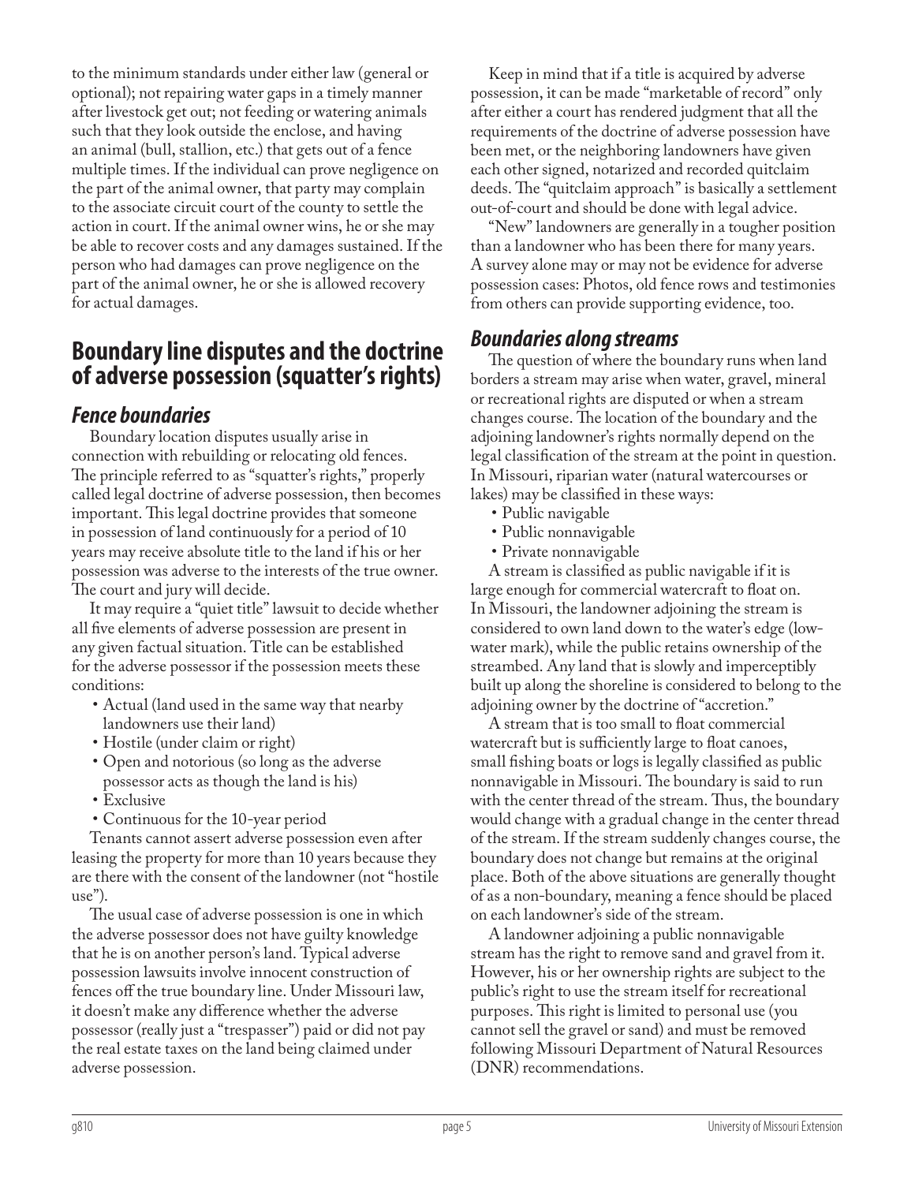to the minimum standards under either law (general or optional); not repairing water gaps in a timely manner after livestock get out; not feeding or watering animals such that they look outside the enclose, and having an animal (bull, stallion, etc.) that gets out of a fence multiple times. If the individual can prove negligence on the part of the animal owner, that party may complain to the associate circuit court of the county to settle the action in court. If the animal owner wins, he or she may be able to recover costs and any damages sustained. If the person who had damages can prove negligence on the part of the animal owner, he or she is allowed recovery for actual damages.

## Boundary line disputes and the doctrine of adverse possession (squatter's rights)

### *Fence boundaries*

Boundary location disputes usually arise in connection with rebuilding or relocating old fences. The principle referred to as "squatter's rights," properly called legal doctrine of adverse possession, then becomes important. This legal doctrine provides that someone in possession of land continuously for a period of 10 years may receive absolute title to the land if his or her possession was adverse to the interests of the true owner. The court and jury will decide.

It may require a "quiet title" lawsuit to decide whether all five elements of adverse possession are present in any given factual situation. Title can be established for the adverse possessor if the possession meets these conditions:

- Actual (land used in the same way that nearby landowners use their land)
- Hostile (under claim or right)
- Open and notorious (so long as the adverse possessor acts as though the land is his)
- Exclusive
- Continuous for the 10-year period

Tenants cannot assert adverse possession even after leasing the property for more than 10 years because they are there with the consent of the landowner (not "hostile use").

The usual case of adverse possession is one in which the adverse possessor does not have guilty knowledge that he is on another person's land. Typical adverse possession lawsuits involve innocent construction of fences off the true boundary line. Under Missouri law, it doesn't make any difference whether the adverse possessor (really just a "trespasser") paid or did not pay the real estate taxes on the land being claimed under adverse possession.

Keep in mind that if a title is acquired by adverse possession, it can be made "marketable of record" only after either a court has rendered judgment that all the requirements of the doctrine of adverse possession have been met, or the neighboring landowners have given each other signed, notarized and recorded quitclaim deeds. The "quitclaim approach" is basically a settlement out-of-court and should be done with legal advice.

"New" landowners are generally in a tougher position than a landowner who has been there for many years. A survey alone may or may not be evidence for adverse possession cases: Photos, old fence rows and testimonies from others can provide supporting evidence, too.

### *Boundaries along streams*

The question of where the boundary runs when land borders a stream may arise when water, gravel, mineral or recreational rights are disputed or when a stream changes course. The location of the boundary and the adjoining landowner's rights normally depend on the legal classification of the stream at the point in question. In Missouri, riparian water (natural watercourses or lakes) may be classified in these ways:

- Public navigable
- Public nonnavigable
- Private nonnavigable

A stream is classified as public navigable if it is large enough for commercial watercraft to float on. In Missouri, the landowner adjoining the stream is considered to own land down to the water's edge (low-water mark), while the public retains ownership of the streambed. Any land that is slowly and imperceptibly built up along the shoreline is considered to belong to the adjoining owner by the doctrine of "accretion."

A stream that is too small to float commercial watercraft but is sufficiently large to float canoes, small fishing boats or logs is legally classified as public nonnavigable in Missouri. The boundary is said to run with the center thread of the stream. Thus, the boundary would change with a gradual change in the center thread of the stream. If the stream suddenly changes course, the boundary does not change but remains at the original place. Both of the above situations are generally thought of as a non-boundary, meaning a fence should be placed on each landowner's side of the stream.

A landowner adjoining a public nonnavigable stream has the right to remove sand and gravel from it. However, his or her ownership rights are subject to the public's right to use the stream itself for recreational purposes. This right is limited to personal use (you cannot sell the gravel or sand) and must be removed following Missouri Department of Natural Resources (DNR) recommendations.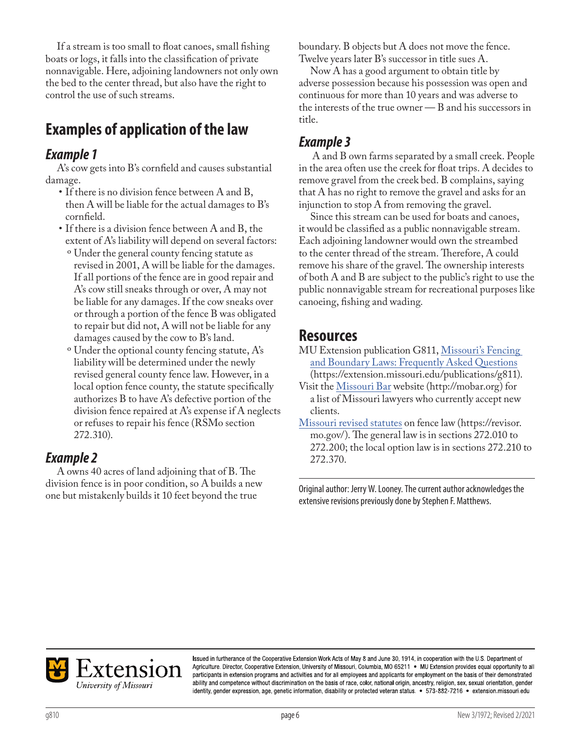If a stream is too small to float canoes, small fishing boats or logs, it falls into the classification of private nonnavigable. Here, adjoining landowners not only own the bed to the center thread, but also have the right to control the use of such streams.

## Examples of application of the law

### *Example 1*

A's cow gets into B's cornfield and causes substantial damage.

- If there is no division fence between A and B, then A will be liable for the actual damages to B's cornfield.
- If there is a division fence between A and B, the extent of A's liability will depend on several factors:
  - Under the general county fencing statute as revised in 2001, A will be liable for the damages. If all portions of the fence are in good repair and A's cow still sneaks through or over, A may not be liable for any damages. If the cow sneaks over or through a portion of the fence B was obligated to repair but did not, A will not be liable for any damages caused by the cow to B's land.
  - Under the optional county fencing statute, A's liability will be determined under the newly revised general county fence law. However, in a local option fence county, the statute specifically authorizes B to have A's defective portion of the division fence repaired at A's expense if A neglects or refuses to repair his fence (RSMo section 272.310).

### *Example 2*

A owns 40 acres of land adjoining that of B. The division fence is in poor condition, so A builds a new one but mistakenly builds it 10 feet beyond the true boundary. B objects but A does not move the fence. Twelve years later B's successor in title sues A.

Now A has a good argument to obtain title by adverse possession because his possession was open and continuous for more than 10 years and was adverse to the interests of the true owner — B and his successors in title.

### *Example 3*

A and B own farms separated by a small creek. People in the area often use the creek for float trips. A decides to remove gravel from the creek bed. B complains, saying that A has no right to remove the gravel and asks for an injunction to stop A from removing the gravel.

Since this stream can be used for boats and canoes, it would be classified as a public nonnavigable stream. Each adjoining landowner would own the streambed to the center thread of the stream. Therefore, A could remove his share of the gravel. The ownership interests of both A and B are subject to the public's right to use the public nonnavigable stream for recreational purposes like canoeing, fishing and wading.

## Resources

MU Extension publication G811, Missouri's Fencing and Boundary Laws: Frequently Asked Questions (https://extension.missouri.edu/publications/g811).

Visit the Missouri Bar website (http://mobar.org) for a list of Missouri lawyers who currently accept new clients.

Missouri revised statutes on fence law (https://revisor.mo.gov/). The general law is in sections 272.010 to 272.200; the local option law is in sections 272.210 to 272.370.

---

Original author: Jerry W. Looney. The current author acknowledges the extensive revisions previously done by Stephen F. Matthews.

Extension, University of Missouri

Issued in furtherance of the Cooperative Extension Work Acts of May 8 and June 30, 1914, in cooperation with the U.S. Department of Agriculture. Director, Cooperative Extension, University of Missouri, Columbia, MO 65211 • MU Extension provides equal opportunity to all participants in extension programs and activities and for all employees and applicants for employment on the basis of their demonstrated ability and competence without discrimination on the basis of race, color, national origin, ancestry, religion, sex, sexual orientation, gender identity, gender expression, age, genetic information, disability or protected veteran status. • 573-882-7216 • extension.missouri.edu

g810 New 3/1972; Revised 2/2021